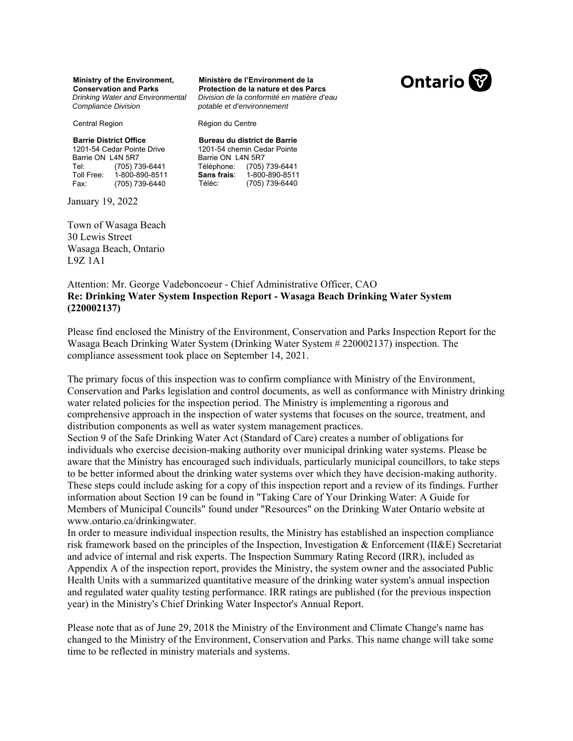**Ministry of the Environment, Conservation and Parks**
*Drinking Water and Environmental Compliance Division*

Central Region

**Barrie District Office**
1201-54 Cedar Pointe Drive
Barrie ON L4N 5R7
Tel: (705) 739-6441
Toll Free: 1-800-890-8511
Fax: (705) 739-6440

**Ministère de l'Environnement de la Protection de la nature et des Parcs**
*Division de la conformité en matière d'eau potable et d'environnement*

Région du Centre

**Bureau du district de Barrie**
1201-54 chemin Cedar Pointe
Barrie ON L4N 5R7
Téléphone: (705) 739-6441
**Sans frais**: 1-800-890-8511
Téléc: (705) 739-6440

Ontario

January 19, 2022

Town of Wasaga Beach
30 Lewis Street
Wasaga Beach, Ontario
L9Z 1A1

Attention: Mr. George Vadeboncoeur - Chief Administrative Officer, CAO
**Re: Drinking Water System Inspection Report - Wasaga Beach Drinking Water System (220002137)**

Please find enclosed the Ministry of the Environment, Conservation and Parks Inspection Report for the Wasaga Beach Drinking Water System (Drinking Water System # 220002137) inspection. The compliance assessment took place on September 14, 2021.

The primary focus of this inspection was to confirm compliance with Ministry of the Environment, Conservation and Parks legislation and control documents, as well as conformance with Ministry drinking water related policies for the inspection period. The Ministry is implementing a rigorous and comprehensive approach in the inspection of water systems that focuses on the source, treatment, and distribution components as well as water system management practices.
Section 9 of the Safe Drinking Water Act (Standard of Care) creates a number of obligations for individuals who exercise decision-making authority over municipal drinking water systems. Please be aware that the Ministry has encouraged such individuals, particularly municipal councillors, to take steps to be better informed about the drinking water systems over which they have decision-making authority. These steps could include asking for a copy of this inspection report and a review of its findings. Further information about Section 19 can be found in "Taking Care of Your Drinking Water: A Guide for Members of Municipal Councils" found under "Resources" on the Drinking Water Ontario website at www.ontario.ca/drinkingwater.
In order to measure individual inspection results, the Ministry has established an inspection compliance risk framework based on the principles of the Inspection, Investigation & Enforcement (II&E) Secretariat and advice of internal and risk experts. The Inspection Summary Rating Record (IRR), included as Appendix A of the inspection report, provides the Ministry, the system owner and the associated Public Health Units with a summarized quantitative measure of the drinking water system's annual inspection and regulated water quality testing performance. IRR ratings are published (for the previous inspection year) in the Ministry's Chief Drinking Water Inspector's Annual Report.

Please note that as of June 29, 2018 the Ministry of the Environment and Climate Change's name has changed to the Ministry of the Environment, Conservation and Parks. This name change will take some time to be reflected in ministry materials and systems.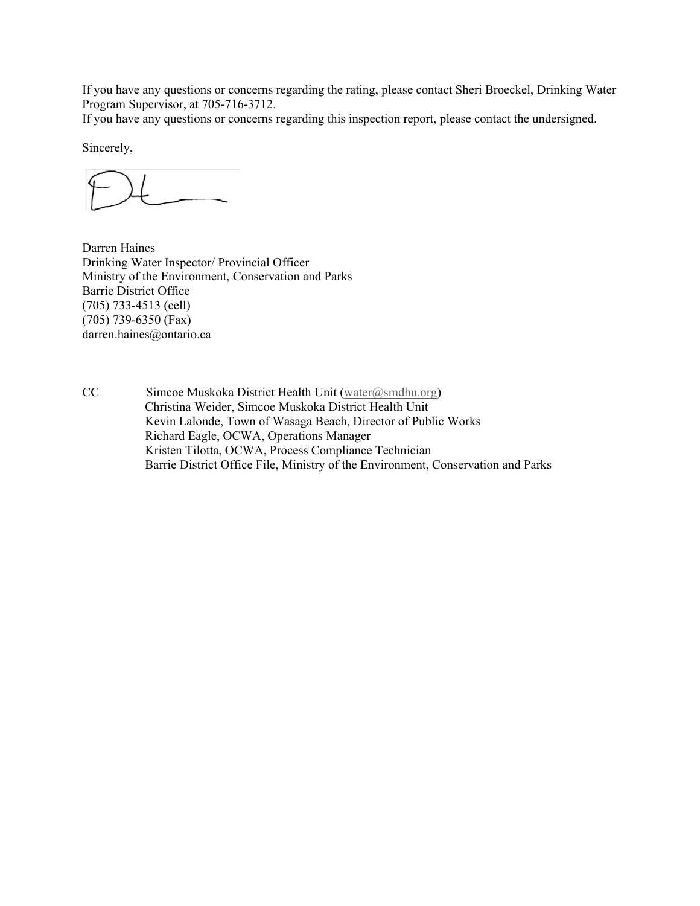If you have any questions or concerns regarding the rating, please contact Sheri Broeckel, Drinking Water Program Supervisor, at 705-716-3712.
If you have any questions or concerns regarding this inspection report, please contact the undersigned.

Sincerely,

Darren Haines
Drinking Water Inspector/ Provincial Officer
Ministry of the Environment, Conservation and Parks
Barrie District Office
(705) 733-4513 (cell)
(705) 739-6350 (Fax)
darren.haines@ontario.ca

CC
Simcoe Muskoka District Health Unit (water@smdhu.org)
Christina Weider, Simcoe Muskoka District Health Unit
Kevin Lalonde, Town of Wasaga Beach, Director of Public Works
Richard Eagle, OCWA, Operations Manager
Kristen Tilotta, OCWA, Process Compliance Technician
Barrie District Office File, Ministry of the Environment, Conservation and Parks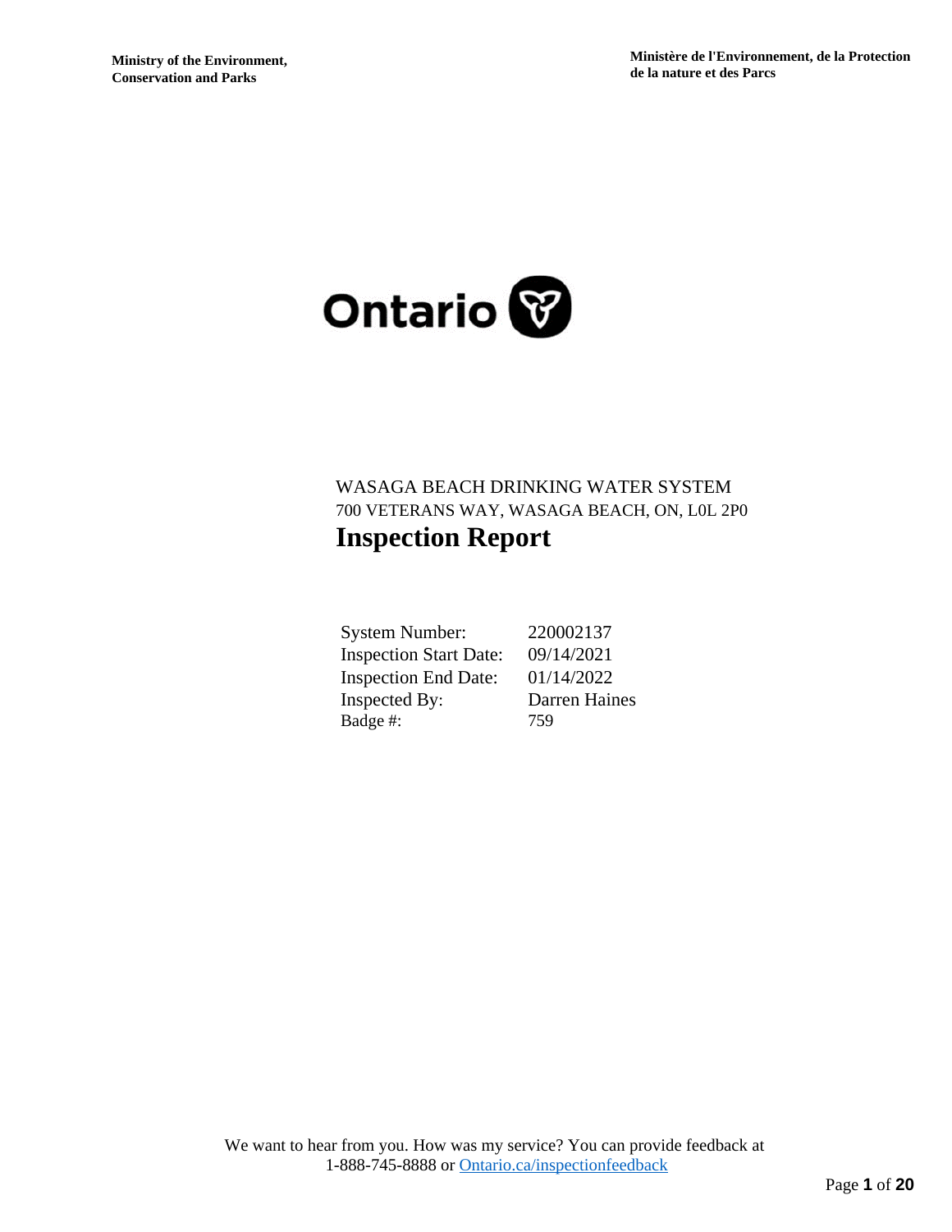Ministry of the Environment, Conservation and Parks

Ministère de l'Environnement, de la Protection de la nature et des Parcs

Ontario

WASAGA BEACH DRINKING WATER SYSTEM

700 VETERANS WAY, WASAGA BEACH, ON, L0L 2P0

# Inspection Report

| | |
|---|---|
| System Number: | 220002137 |
| Inspection Start Date: | 09/14/2021 |
| Inspection End Date: | 01/14/2022 |
| Inspected By: | Darren Haines |
| Badge #: | 759 |

We want to hear from you. How was my service? You can provide feedback at 1-888-745-8888 or Ontario.ca/inspectionfeedback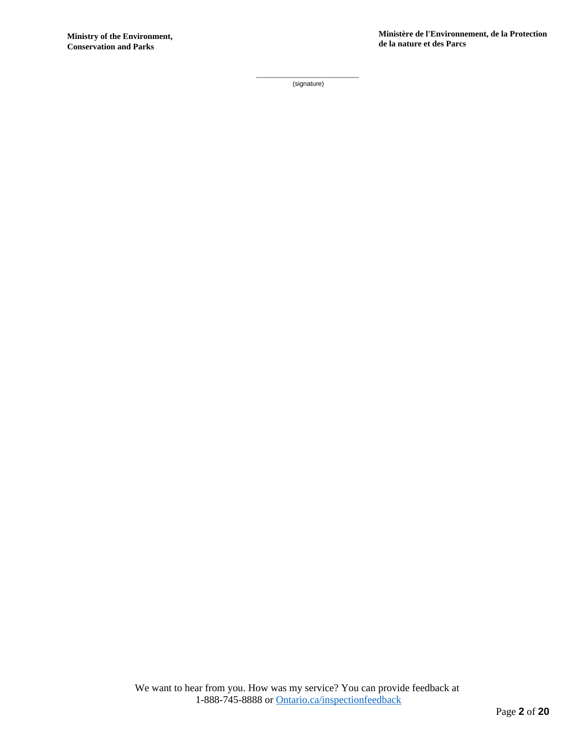\_\_\_\_\_\_\_\_\_\_\_\_\_\_\_\_\_\_\_\_\_\_\_\_\_\_

(signature)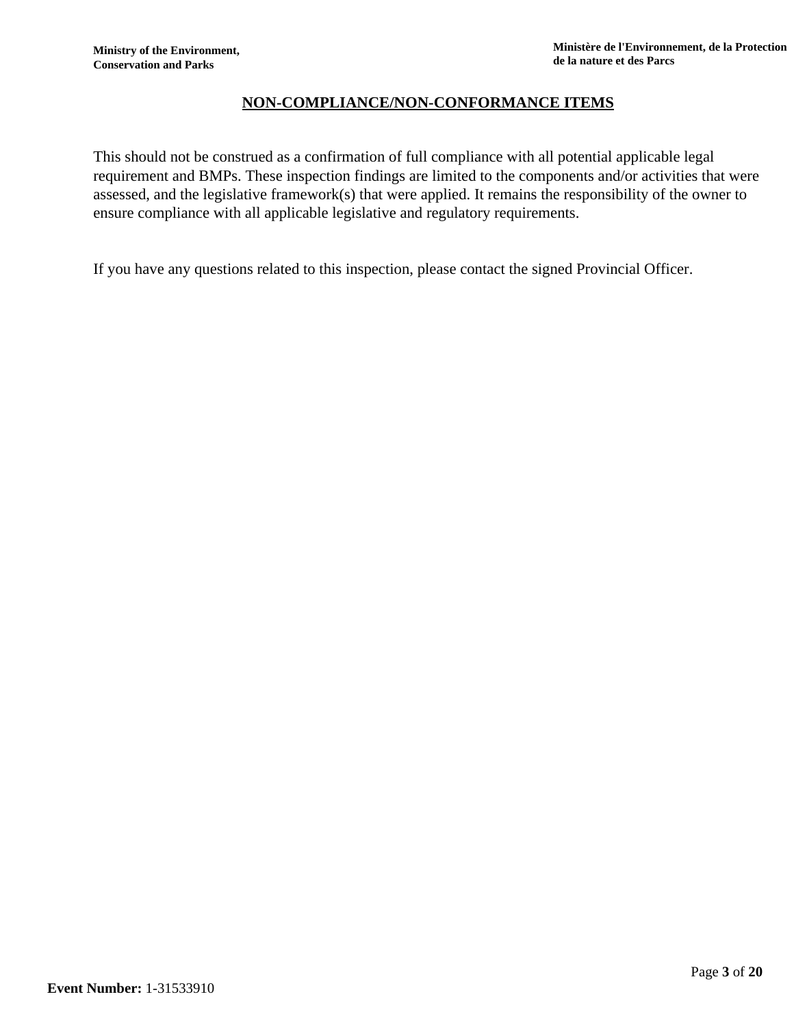## NON-COMPLIANCE/NON-CONFORMANCE ITEMS

This should not be construed as a confirmation of full compliance with all potential applicable legal requirement and BMPs. These inspection findings are limited to the components and/or activities that were assessed, and the legislative framework(s) that were applied. It remains the responsibility of the owner to ensure compliance with all applicable legislative and regulatory requirements.

If you have any questions related to this inspection, please contact the signed Provincial Officer.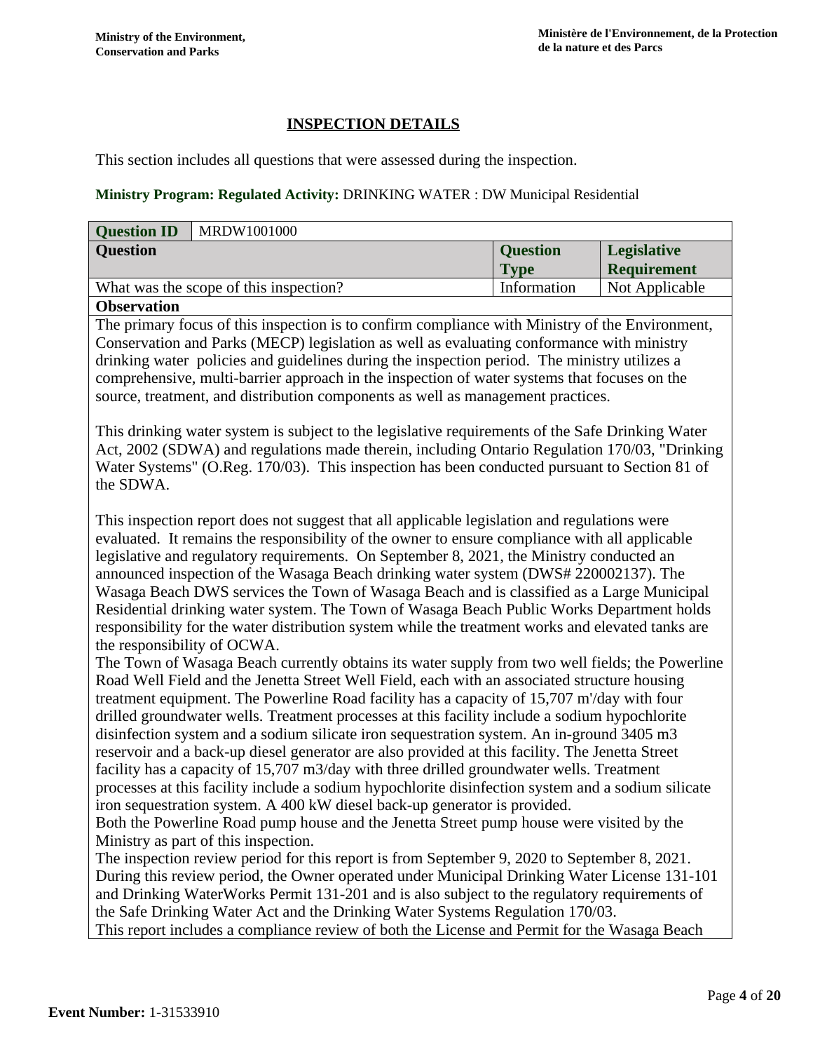## INSPECTION DETAILS

This section includes all questions that were assessed during the inspection.

**Ministry Program: Regulated Activity:** DRINKING WATER : DW Municipal Residential

| Question ID | MRDW1001000 | | |
|---|---|---|---|
| **Question** | | **Question Type** | **Legislative Requirement** |
| What was the scope of this inspection? | | Information | Not Applicable |

**Observation**

The primary focus of this inspection is to confirm compliance with Ministry of the Environment, Conservation and Parks (MECP) legislation as well as evaluating conformance with ministry drinking water policies and guidelines during the inspection period. The ministry utilizes a comprehensive, multi-barrier approach in the inspection of water systems that focuses on the source, treatment, and distribution components as well as management practices.

This drinking water system is subject to the legislative requirements of the Safe Drinking Water Act, 2002 (SDWA) and regulations made therein, including Ontario Regulation 170/03, "Drinking Water Systems" (O.Reg. 170/03). This inspection has been conducted pursuant to Section 81 of the SDWA.

This inspection report does not suggest that all applicable legislation and regulations were evaluated. It remains the responsibility of the owner to ensure compliance with all applicable legislative and regulatory requirements. On September 8, 2021, the Ministry conducted an announced inspection of the Wasaga Beach drinking water system (DWS# 220002137). The Wasaga Beach DWS services the Town of Wasaga Beach and is classified as a Large Municipal Residential drinking water system. The Town of Wasaga Beach Public Works Department holds responsibility for the water distribution system while the treatment works and elevated tanks are the responsibility of OCWA.

The Town of Wasaga Beach currently obtains its water supply from two well fields; the Powerline Road Well Field and the Jenetta Street Well Field, each with an associated structure housing treatment equipment. The Powerline Road facility has a capacity of 15,707 m'/day with four drilled groundwater wells. Treatment processes at this facility include a sodium hypochlorite disinfection system and a sodium silicate iron sequestration system. An in-ground 3405 m3 reservoir and a back-up diesel generator are also provided at this facility. The Jenetta Street facility has a capacity of 15,707 m3/day with three drilled groundwater wells. Treatment processes at this facility include a sodium hypochlorite disinfection system and a sodium silicate iron sequestration system. A 400 kW diesel back-up generator is provided.

Both the Powerline Road pump house and the Jenetta Street pump house were visited by the Ministry as part of this inspection.

The inspection review period for this report is from September 9, 2020 to September 8, 2021. During this review period, the Owner operated under Municipal Drinking Water License 131-101 and Drinking WaterWorks Permit 131-201 and is also subject to the regulatory requirements of the Safe Drinking Water Act and the Drinking Water Systems Regulation 170/03.

This report includes a compliance review of both the License and Permit for the Wasaga Beach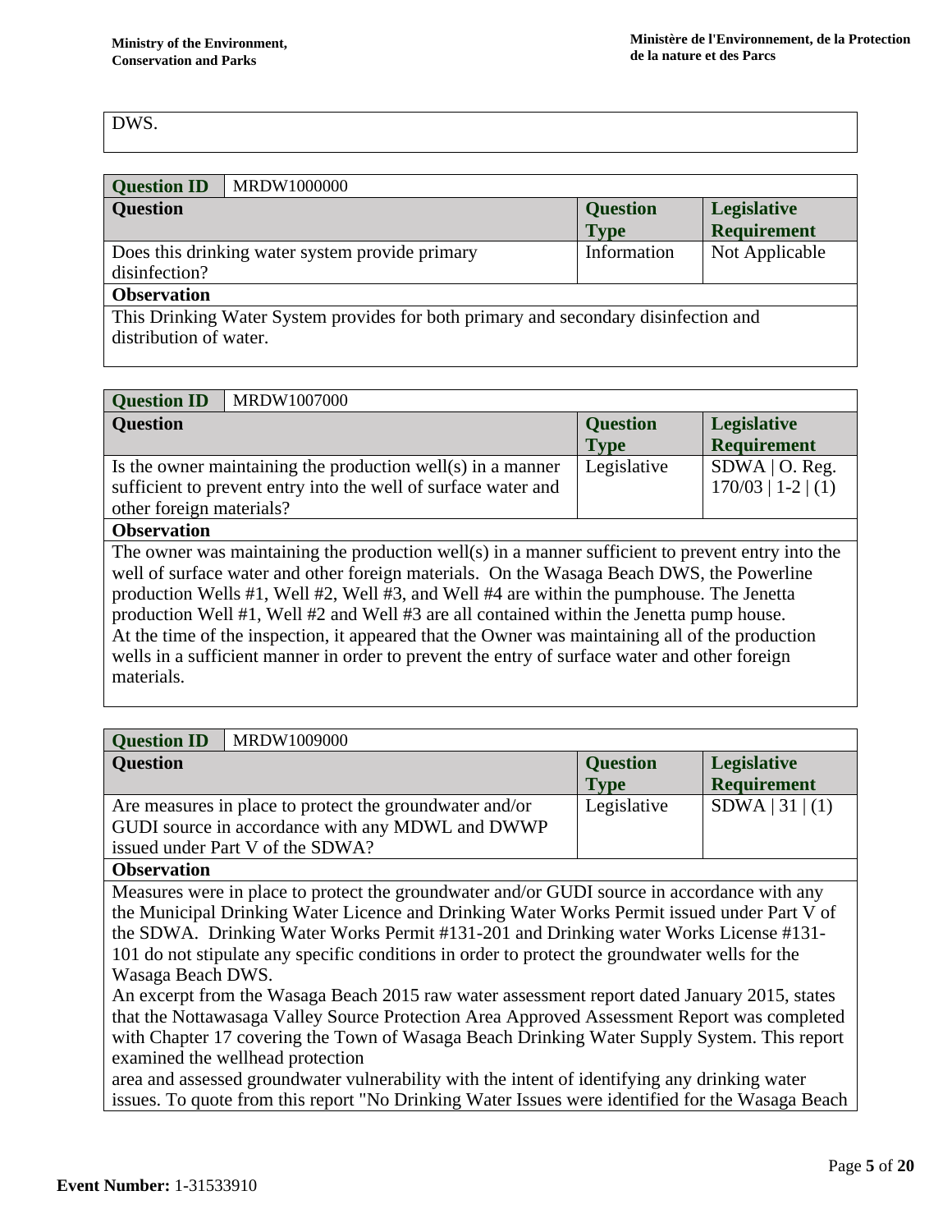| DWS. |
|---|

| Question ID | MRDW1000000 | | |
|---|---|---|---|
| **Question** | | **Question Type** | **Legislative Requirement** |
| Does this drinking water system provide primary disinfection? | | Information | Not Applicable |
| **Observation** | | | |
| This Drinking Water System provides for both primary and secondary disinfection and distribution of water. | | | |

| Question ID | MRDW1007000 | | |
|---|---|---|---|
| **Question** | | **Question Type** | **Legislative Requirement** |
| Is the owner maintaining the production well(s) in a manner sufficient to prevent entry into the well of surface water and other foreign materials? | | Legislative | SDWA \| O. Reg. 170/03 \| 1-2 \| (1) |
| **Observation** | | | |
| The owner was maintaining the production well(s) in a manner sufficient to prevent entry into the well of surface water and other foreign materials. On the Wasaga Beach DWS, the Powerline production Wells #1, Well #2, Well #3, and Well #4 are within the pumphouse. The Jenetta production Well #1, Well #2 and Well #3 are all contained within the Jenetta pump house. At the time of the inspection, it appeared that the Owner was maintaining all of the production wells in a sufficient manner in order to prevent the entry of surface water and other foreign materials. | | | |

| Question ID | MRDW1009000 | | |
|---|---|---|---|
| **Question** | | **Question Type** | **Legislative Requirement** |
| Are measures in place to protect the groundwater and/or GUDI source in accordance with any MDWL and DWWP issued under Part V of the SDWA? | | Legislative | SDWA \| 31 \| (1) |
| **Observation** | | | |
| Measures were in place to protect the groundwater and/or GUDI source in accordance with any the Municipal Drinking Water Licence and Drinking Water Works Permit issued under Part V of the SDWA. Drinking Water Works Permit #131-201 and Drinking water Works License #131-101 do not stipulate any specific conditions in order to protect the groundwater wells for the Wasaga Beach DWS. An excerpt from the Wasaga Beach 2015 raw water assessment report dated January 2015, states that the Nottawasaga Valley Source Protection Area Approved Assessment Report was completed with Chapter 17 covering the Town of Wasaga Beach Drinking Water Supply System. This report examined the wellhead protection area and assessed groundwater vulnerability with the intent of identifying any drinking water issues. To quote from this report "No Drinking Water Issues were identified for the Wasaga Beach | | | |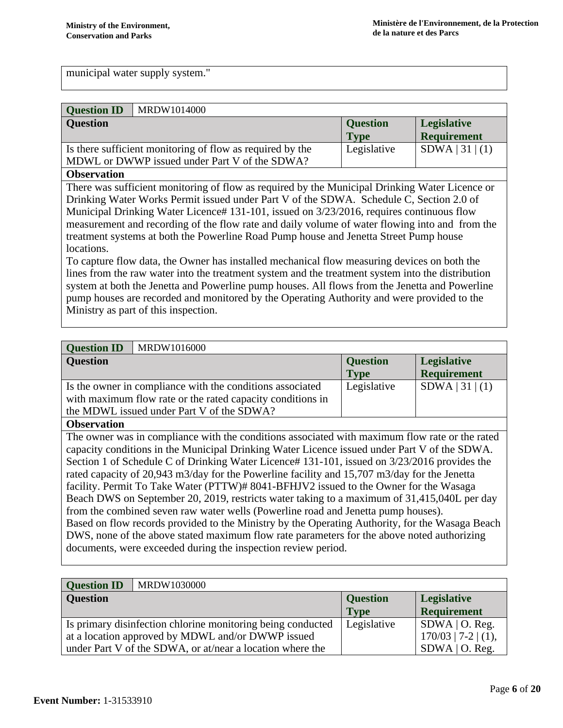| municipal water supply system." |
|---|

| Question ID | MRDW1014000 | | |
|---|---|---|---|
| **Question** | | **Question Type** | **Legislative Requirement** |
| Is there sufficient monitoring of flow as required by the MDWL or DWWP issued under Part V of the SDWA? | | Legislative | SDWA \| 31 \| (1) |
| **Observation** | | | |
| There was sufficient monitoring of flow as required by the Municipal Drinking Water Licence or Drinking Water Works Permit issued under Part V of the SDWA. Schedule C, Section 2.0 of Municipal Drinking Water Licence# 131-101, issued on 3/23/2016, requires continuous flow measurement and recording of the flow rate and daily volume of water flowing into and from the treatment systems at both the Powerline Road Pump house and Jenetta Street Pump house locations. To capture flow data, the Owner has installed mechanical flow measuring devices on both the lines from the raw water into the treatment system and the treatment system into the distribution system at both the Jenetta and Powerline pump houses. All flows from the Jenetta and Powerline pump houses are recorded and monitored by the Operating Authority and were provided to the Ministry as part of this inspection. | | | |

| Question ID | MRDW1016000 | | |
|---|---|---|---|
| **Question** | | **Question Type** | **Legislative Requirement** |
| Is the owner in compliance with the conditions associated with maximum flow rate or the rated capacity conditions in the MDWL issued under Part V of the SDWA? | | Legislative | SDWA \| 31 \| (1) |
| **Observation** | | | |
| The owner was in compliance with the conditions associated with maximum flow rate or the rated capacity conditions in the Municipal Drinking Water Licence issued under Part V of the SDWA. Section 1 of Schedule C of Drinking Water Licence# 131-101, issued on 3/23/2016 provides the rated capacity of 20,943 m3/day for the Powerline facility and 15,707 m3/day for the Jenetta facility. Permit To Take Water (PTTW)# 8041-BFHJV2 issued to the Owner for the Wasaga Beach DWS on September 20, 2019, restricts water taking to a maximum of 31,415,040L per day from the combined seven raw water wells (Powerline road and Jenetta pump houses). Based on flow records provided to the Ministry by the Operating Authority, for the Wasaga Beach DWS, none of the above stated maximum flow rate parameters for the above noted authorizing documents, were exceeded during the inspection review period. | | | |

| Question ID | MRDW1030000 | | |
|---|---|---|---|
| **Question** | | **Question Type** | **Legislative Requirement** |
| Is primary disinfection chlorine monitoring being conducted at a location approved by MDWL and/or DWWP issued under Part V of the SDWA, or at/near a location where the | | Legislative | SDWA \| O. Reg. 170/03 \| 7-2 \| (1), SDWA \| O. Reg. |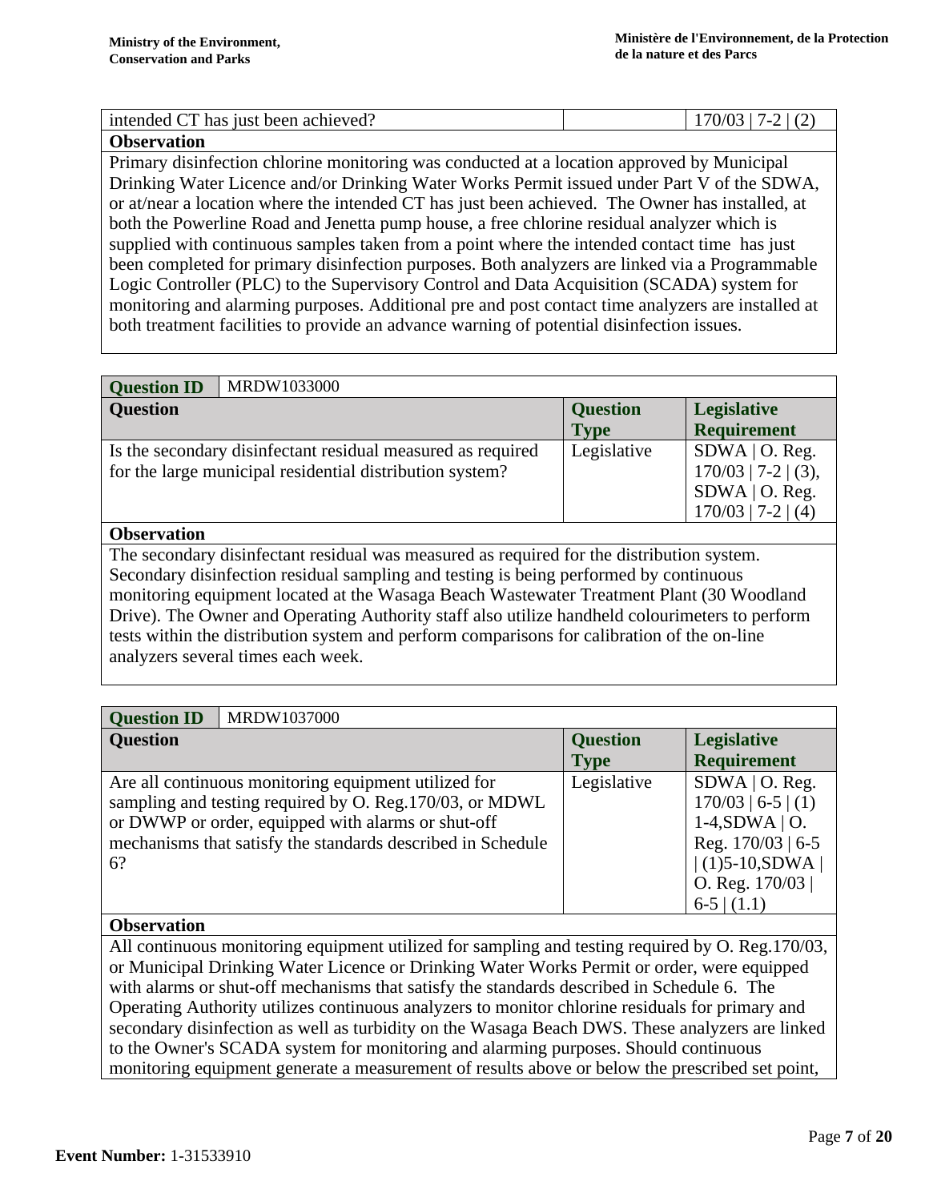| intended CT has just been achieved? | | 170/03 \| 7-2 \| (2) |
|---|---|---|

**Observation**

Primary disinfection chlorine monitoring was conducted at a location approved by Municipal Drinking Water Licence and/or Drinking Water Works Permit issued under Part V of the SDWA, or at/near a location where the intended CT has just been achieved. The Owner has installed, at both the Powerline Road and Jenetta pump house, a free chlorine residual analyzer which is supplied with continuous samples taken from a point where the intended contact time has just been completed for primary disinfection purposes. Both analyzers are linked via a Programmable Logic Controller (PLC) to the Supervisory Control and Data Acquisition (SCADA) system for monitoring and alarming purposes. Additional pre and post contact time analyzers are installed at both treatment facilities to provide an advance warning of potential disinfection issues.

| **Question ID** | MRDW1033000 | |
|---|---|---|
| **Question** | **Question Type** | **Legislative Requirement** |
| Is the secondary disinfectant residual measured as required for the large municipal residential distribution system? | Legislative | SDWA \| O. Reg. 170/03 \| 7-2 \| (3), SDWA \| O. Reg. 170/03 \| 7-2 \| (4) |

**Observation**

The secondary disinfectant residual was measured as required for the distribution system. Secondary disinfection residual sampling and testing is being performed by continuous monitoring equipment located at the Wasaga Beach Wastewater Treatment Plant (30 Woodland Drive). The Owner and Operating Authority staff also utilize handheld colourimeters to perform tests within the distribution system and perform comparisons for calibration of the on-line analyzers several times each week.

| **Question ID** | MRDW1037000 | |
|---|---|---|
| **Question** | **Question Type** | **Legislative Requirement** |
| Are all continuous monitoring equipment utilized for sampling and testing required by O. Reg.170/03, or MDWL or DWWP or order, equipped with alarms or shut-off mechanisms that satisfy the standards described in Schedule 6? | Legislative | SDWA \| O. Reg. 170/03 \| 6-5 \| (1) 1-4,SDWA \| O. Reg. 170/03 \| 6-5 \| (1)5-10,SDWA \| O. Reg. 170/03 \| 6-5 \| (1.1) |

**Observation**

All continuous monitoring equipment utilized for sampling and testing required by O. Reg.170/03, or Municipal Drinking Water Licence or Drinking Water Works Permit or order, were equipped with alarms or shut-off mechanisms that satisfy the standards described in Schedule 6. The Operating Authority utilizes continuous analyzers to monitor chlorine residuals for primary and secondary disinfection as well as turbidity on the Wasaga Beach DWS. These analyzers are linked to the Owner's SCADA system for monitoring and alarming purposes. Should continuous monitoring equipment generate a measurement of results above or below the prescribed set point,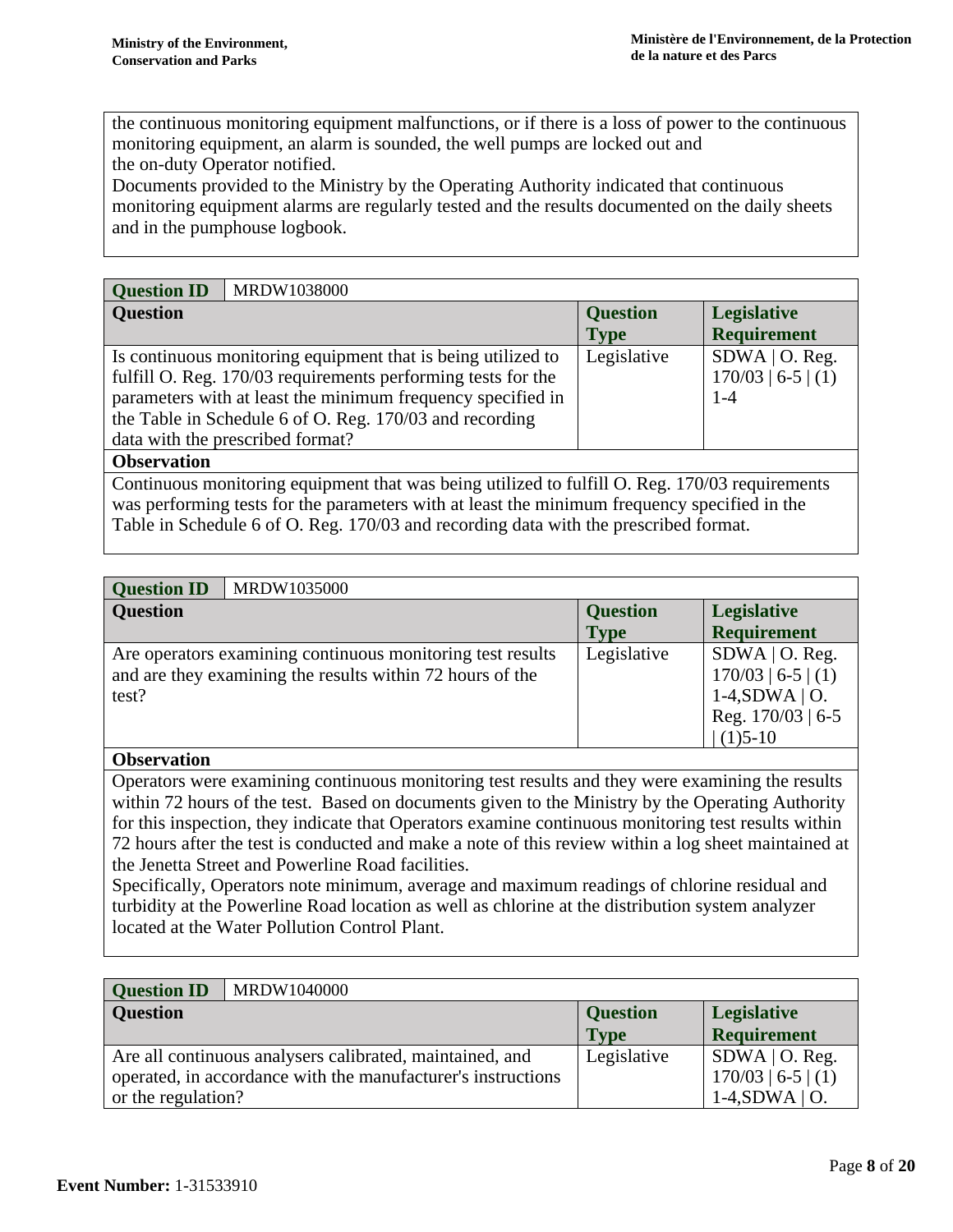the continuous monitoring equipment malfunctions, or if there is a loss of power to the continuous monitoring equipment, an alarm is sounded, the well pumps are locked out and
the on-duty Operator notified.
Documents provided to the Ministry by the Operating Authority indicated that continuous monitoring equipment alarms are regularly tested and the results documented on the daily sheets and in the pumphouse logbook.

| Question ID | MRDW1038000 | | |
|---|---|---|---|
| **Question** | | **Question Type** | **Legislative Requirement** |
| Is continuous monitoring equipment that is being utilized to fulfill O. Reg. 170/03 requirements performing tests for the parameters with at least the minimum frequency specified in the Table in Schedule 6 of O. Reg. 170/03 and recording data with the prescribed format? | | Legislative | SDWA \| O. Reg. 170/03 \| 6-5 \| (1) 1-4 |
| **Observation** | | | |
| Continuous monitoring equipment that was being utilized to fulfill O. Reg. 170/03 requirements was performing tests for the parameters with at least the minimum frequency specified in the Table in Schedule 6 of O. Reg. 170/03 and recording data with the prescribed format. | | | |

| Question ID | MRDW1035000 | | |
|---|---|---|---|
| **Question** | | **Question Type** | **Legislative Requirement** |
| Are operators examining continuous monitoring test results and are they examining the results within 72 hours of the test? | | Legislative | SDWA \| O. Reg. 170/03 \| 6-5 \| (1) 1-4,SDWA \| O. Reg. 170/03 \| 6-5 \| (1)5-10 |
| **Observation** | | | |
| Operators were examining continuous monitoring test results and they were examining the results within 72 hours of the test. Based on documents given to the Ministry by the Operating Authority for this inspection, they indicate that Operators examine continuous monitoring test results within 72 hours after the test is conducted and make a note of this review within a log sheet maintained at the Jenetta Street and Powerline Road facilities.<br>Specifically, Operators note minimum, average and maximum readings of chlorine residual and turbidity at the Powerline Road location as well as chlorine at the distribution system analyzer located at the Water Pollution Control Plant. | | | |

| Question ID | MRDW1040000 | | |
|---|---|---|---|
| **Question** | | **Question Type** | **Legislative Requirement** |
| Are all continuous analysers calibrated, maintained, and operated, in accordance with the manufacturer's instructions or the regulation? | | Legislative | SDWA \| O. Reg. 170/03 \| 6-5 \| (1) 1-4,SDWA \| O. |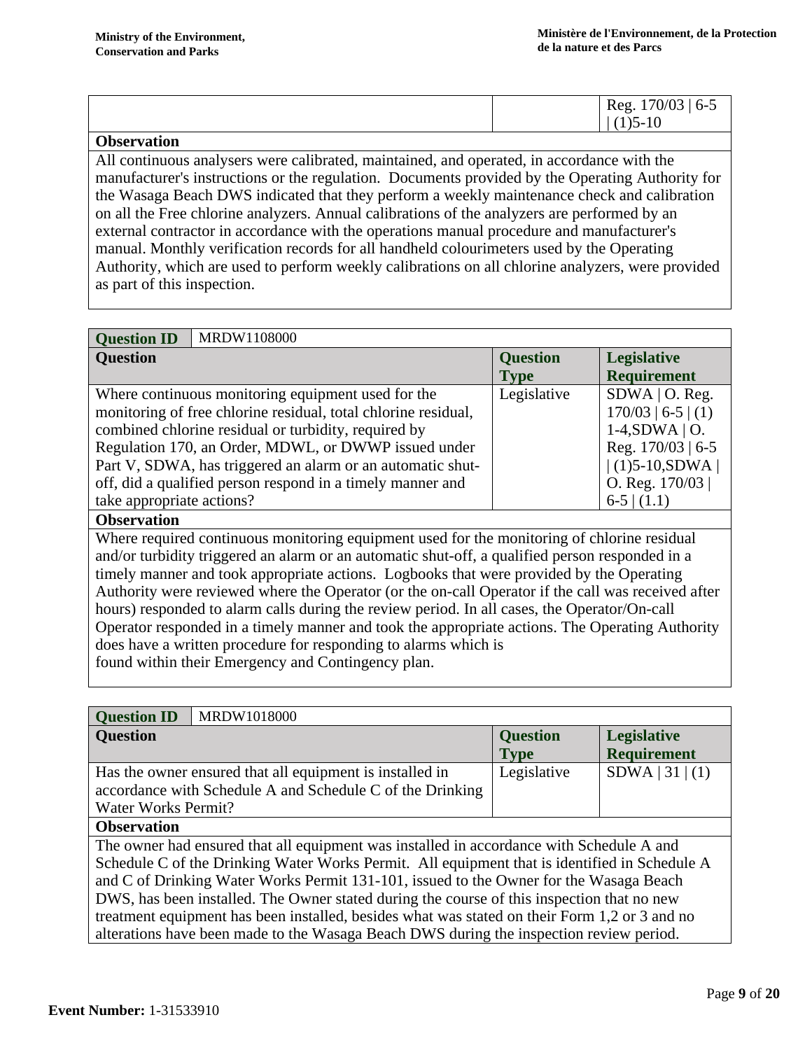| | | Reg. 170/03 \| 6-5 \| (1)5-10 |
|---|---|---|

**Observation**

All continuous analysers were calibrated, maintained, and operated, in accordance with the manufacturer's instructions or the regulation. Documents provided by the Operating Authority for the Wasaga Beach DWS indicated that they perform a weekly maintenance check and calibration on all the Free chlorine analyzers. Annual calibrations of the analyzers are performed by an external contractor in accordance with the operations manual procedure and manufacturer's manual. Monthly verification records for all handheld colourimeters used by the Operating Authority, which are used to perform weekly calibrations on all chlorine analyzers, were provided as part of this inspection.

| **Question ID** | MRDW1108000 | |
|---|---|---|
| **Question** | **Question Type** | **Legislative Requirement** |
| Where continuous monitoring equipment used for the monitoring of free chlorine residual, total chlorine residual, combined chlorine residual or turbidity, required by Regulation 170, an Order, MDWL, or DWWP issued under Part V, SDWA, has triggered an alarm or an automatic shut-off, did a qualified person respond in a timely manner and take appropriate actions? | Legislative | SDWA \| O. Reg. 170/03 \| 6-5 \| (1) 1-4,SDWA \| O. Reg. 170/03 \| 6-5 \| (1)5-10,SDWA \| O. Reg. 170/03 \| 6-5 \| (1.1) |

**Observation**

Where required continuous monitoring equipment used for the monitoring of chlorine residual and/or turbidity triggered an alarm or an automatic shut-off, a qualified person responded in a timely manner and took appropriate actions. Logbooks that were provided by the Operating Authority were reviewed where the Operator (or the on-call Operator if the call was received after hours) responded to alarm calls during the review period. In all cases, the Operator/On-call Operator responded in a timely manner and took the appropriate actions. The Operating Authority does have a written procedure for responding to alarms which is found within their Emergency and Contingency plan.

| **Question ID** | MRDW1018000 | |
|---|---|---|
| **Question** | **Question Type** | **Legislative Requirement** |
| Has the owner ensured that all equipment is installed in accordance with Schedule A and Schedule C of the Drinking Water Works Permit? | Legislative | SDWA \| 31 \| (1) |

**Observation**

The owner had ensured that all equipment was installed in accordance with Schedule A and Schedule C of the Drinking Water Works Permit. All equipment that is identified in Schedule A and C of Drinking Water Works Permit 131-101, issued to the Owner for the Wasaga Beach DWS, has been installed. The Owner stated during the course of this inspection that no new treatment equipment has been installed, besides what was stated on their Form 1,2 or 3 and no alterations have been made to the Wasaga Beach DWS during the inspection review period.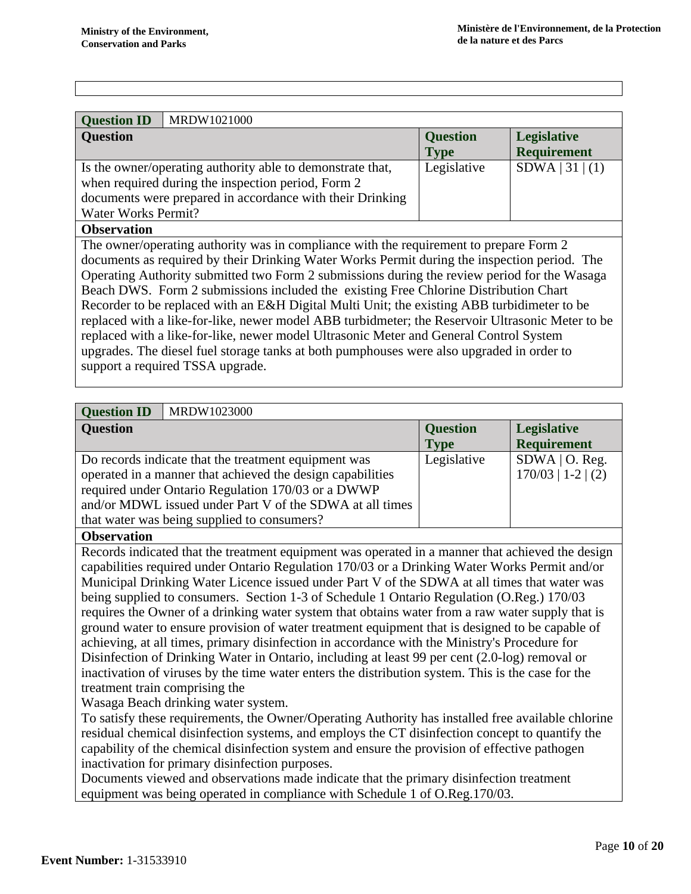| Question ID | MRDW1021000 | | |
|---|---|---|---|
| **Question** | | **Question Type** | **Legislative Requirement** |
| Is the owner/operating authority able to demonstrate that, when required during the inspection period, Form 2 documents were prepared in accordance with their Drinking Water Works Permit? | | Legislative | SDWA \| 31 \| (1) |
| **Observation** | | | |
| The owner/operating authority was in compliance with the requirement to prepare Form 2 documents as required by their Drinking Water Works Permit during the inspection period. The Operating Authority submitted two Form 2 submissions during the review period for the Wasaga Beach DWS. Form 2 submissions included the existing Free Chlorine Distribution Chart Recorder to be replaced with an E&H Digital Multi Unit; the existing ABB turbidimeter to be replaced with a like-for-like, newer model ABB turbidmeter; the Reservoir Ultrasonic Meter to be replaced with a like-for-like, newer model Ultrasonic Meter and General Control System upgrades. The diesel fuel storage tanks at both pumphouses were also upgraded in order to support a required TSSA upgrade. | | | |

| Question ID | MRDW1023000 | | |
|---|---|---|---|
| **Question** | | **Question Type** | **Legislative Requirement** |
| Do records indicate that the treatment equipment was operated in a manner that achieved the design capabilities required under Ontario Regulation 170/03 or a DWWP and/or MDWL issued under Part V of the SDWA at all times that water was being supplied to consumers? | | Legislative | SDWA \| O. Reg. 170/03 \| 1-2 \| (2) |
| **Observation** | | | |
| Records indicated that the treatment equipment was operated in a manner that achieved the design capabilities required under Ontario Regulation 170/03 or a Drinking Water Works Permit and/or Municipal Drinking Water Licence issued under Part V of the SDWA at all times that water was being supplied to consumers. Section 1-3 of Schedule 1 Ontario Regulation (O.Reg.) 170/03 requires the Owner of a drinking water system that obtains water from a raw water supply that is ground water to ensure provision of water treatment equipment that is designed to be capable of achieving, at all times, primary disinfection in accordance with the Ministry's Procedure for Disinfection of Drinking Water in Ontario, including at least 99 per cent (2.0-log) removal or inactivation of viruses by the time water enters the distribution system. This is the case for the treatment train comprising the Wasaga Beach drinking water system. To satisfy these requirements, the Owner/Operating Authority has installed free available chlorine residual chemical disinfection systems, and employs the CT disinfection concept to quantify the capability of the chemical disinfection system and ensure the provision of effective pathogen inactivation for primary disinfection purposes. Documents viewed and observations made indicate that the primary disinfection treatment equipment was being operated in compliance with Schedule 1 of O.Reg.170/03. | | | |

**Event Number:** 1-31533910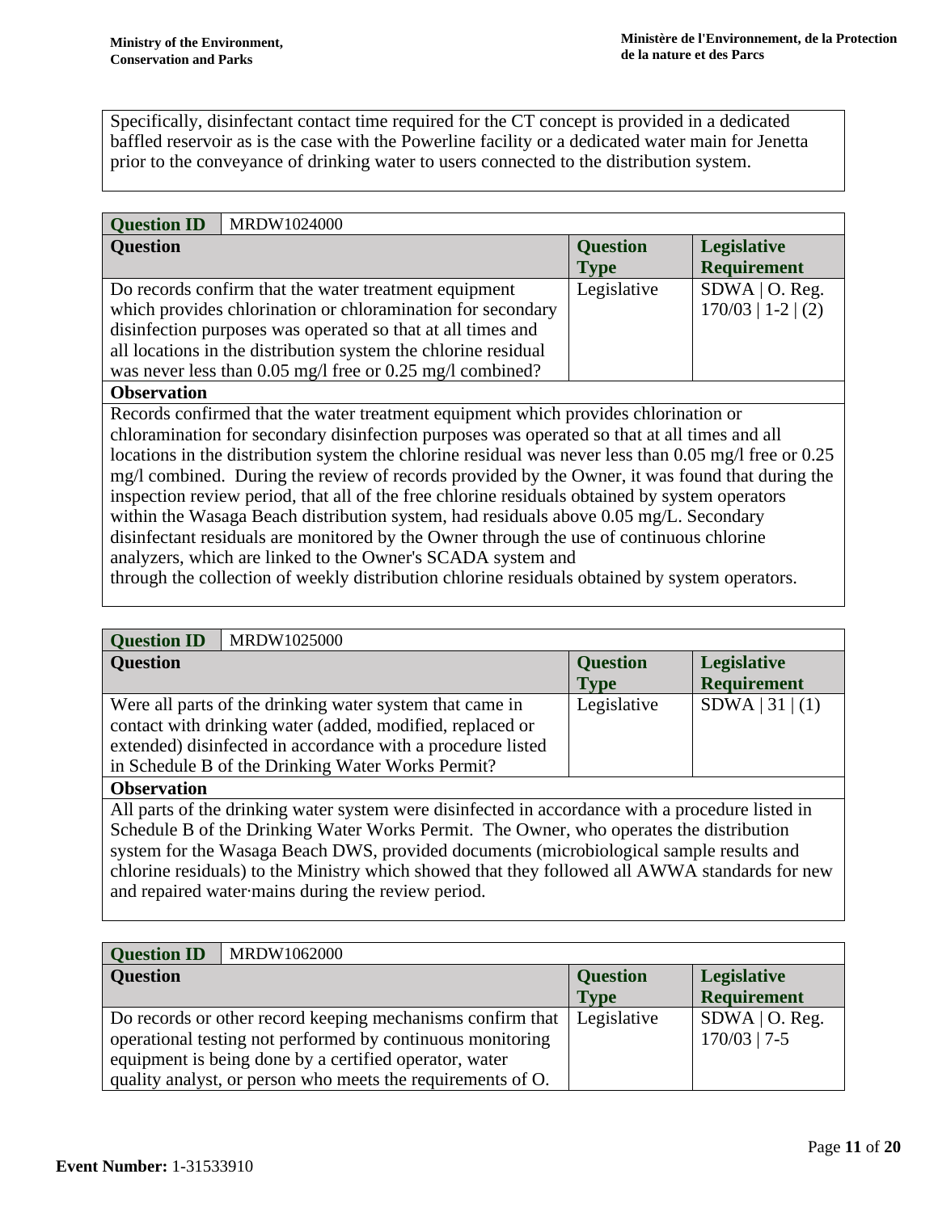Specifically, disinfectant contact time required for the CT concept is provided in a dedicated baffled reservoir as is the case with the Powerline facility or a dedicated water main for Jenetta prior to the conveyance of drinking water to users connected to the distribution system.

| Question ID | MRDW1024000 | | |
|---|---|---|---|
| **Question** | | **Question Type** | **Legislative Requirement** |
| Do records confirm that the water treatment equipment which provides chlorination or chloramination for secondary disinfection purposes was operated so that at all times and all locations in the distribution system the chlorine residual was never less than 0.05 mg/l free or 0.25 mg/l combined? | | Legislative | SDWA \| O. Reg. 170/03 \| 1-2 \| (2) |

**Observation**

Records confirmed that the water treatment equipment which provides chlorination or chloramination for secondary disinfection purposes was operated so that at all times and all locations in the distribution system the chlorine residual was never less than 0.05 mg/l free or 0.25 mg/l combined. During the review of records provided by the Owner, it was found that during the inspection review period, that all of the free chlorine residuals obtained by system operators within the Wasaga Beach distribution system, had residuals above 0.05 mg/L. Secondary disinfectant residuals are monitored by the Owner through the use of continuous chlorine analyzers, which are linked to the Owner's SCADA system and
through the collection of weekly distribution chlorine residuals obtained by system operators.

| Question ID | MRDW1025000 | | |
|---|---|---|---|
| **Question** | | **Question Type** | **Legislative Requirement** |
| Were all parts of the drinking water system that came in contact with drinking water (added, modified, replaced or extended) disinfected in accordance with a procedure listed in Schedule B of the Drinking Water Works Permit? | | Legislative | SDWA \| 31 \| (1) |

**Observation**

All parts of the drinking water system were disinfected in accordance with a procedure listed in Schedule B of the Drinking Water Works Permit. The Owner, who operates the distribution system for the Wasaga Beach DWS, provided documents (microbiological sample results and chlorine residuals) to the Ministry which showed that they followed all AWWA standards for new and repaired water·mains during the review period.

| Question ID | MRDW1062000 | | |
|---|---|---|---|
| **Question** | | **Question Type** | **Legislative Requirement** |
| Do records or other record keeping mechanisms confirm that operational testing not performed by continuous monitoring equipment is being done by a certified operator, water quality analyst, or person who meets the requirements of O. | | Legislative | SDWA \| O. Reg. 170/03 \| 7-5 |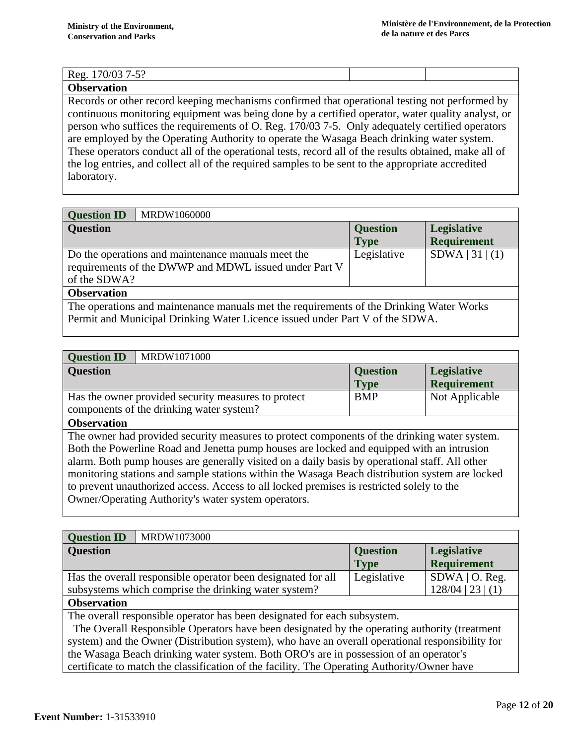| Reg. 170/03 7-5? | | |
|---|---|---|

**Observation**

Records or other record keeping mechanisms confirmed that operational testing not performed by continuous monitoring equipment was being done by a certified operator, water quality analyst, or person who suffices the requirements of O. Reg. 170/03 7-5. Only adequately certified operators are employed by the Operating Authority to operate the Wasaga Beach drinking water system. These operators conduct all of the operational tests, record all of the results obtained, make all of the log entries, and collect all of the required samples to be sent to the appropriate accredited laboratory.

| **Question ID** | MRDW1060000 | | |
|---|---|---|---|
| **Question** | | **Question Type** | **Legislative Requirement** |
| Do the operations and maintenance manuals meet the requirements of the DWWP and MDWL issued under Part V of the SDWA? | | Legislative | SDWA \| 31 \| (1) |

**Observation**

The operations and maintenance manuals met the requirements of the Drinking Water Works Permit and Municipal Drinking Water Licence issued under Part V of the SDWA.

| **Question ID** | MRDW1071000 | | |
|---|---|---|---|
| **Question** | | **Question Type** | **Legislative Requirement** |
| Has the owner provided security measures to protect components of the drinking water system? | | BMP | Not Applicable |

**Observation**

The owner had provided security measures to protect components of the drinking water system. Both the Powerline Road and Jenetta pump houses are locked and equipped with an intrusion alarm. Both pump houses are generally visited on a daily basis by operational staff. All other monitoring stations and sample stations within the Wasaga Beach distribution system are locked to prevent unauthorized access. Access to all locked premises is restricted solely to the Owner/Operating Authority's water system operators.

| **Question ID** | MRDW1073000 | | |
|---|---|---|---|
| **Question** | | **Question Type** | **Legislative Requirement** |
| Has the overall responsible operator been designated for all subsystems which comprise the drinking water system? | | Legislative | SDWA \| O. Reg. 128/04 \| 23 \| (1) |

**Observation**

The overall responsible operator has been designated for each subsystem.
The Overall Responsible Operators have been designated by the operating authority (treatment system) and the Owner (Distribution system), who have an overall operational responsibility for the Wasaga Beach drinking water system. Both ORO's are in possession of an operator's certificate to match the classification of the facility. The Operating Authority/Owner have

**Event Number:** 1-31533910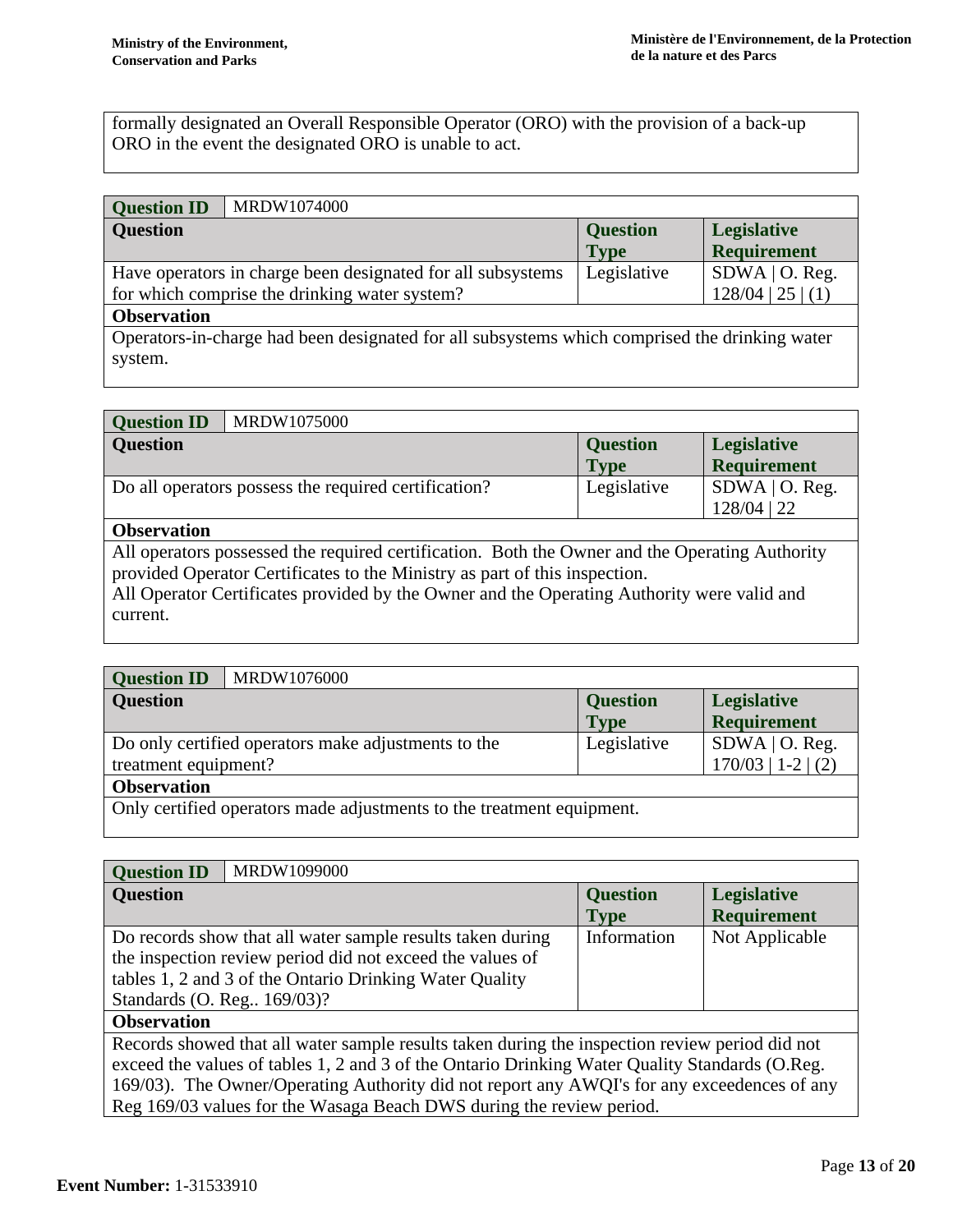formally designated an Overall Responsible Operator (ORO) with the provision of a back-up ORO in the event the designated ORO is unable to act.

| Question ID | MRDW1074000 | |
|---|---|---|
| **Question** | **Question Type** | **Legislative Requirement** |
| Have operators in charge been designated for all subsystems for which comprise the drinking water system? | Legislative | SDWA &#124; O. Reg. 128/04 &#124; 25 &#124; (1) |
| **Observation** | | |
| Operators-in-charge had been designated for all subsystems which comprised the drinking water system. | | |

| Question ID | MRDW1075000 | |
|---|---|---|
| **Question** | **Question Type** | **Legislative Requirement** |
| Do all operators possess the required certification? | Legislative | SDWA &#124; O. Reg. 128/04 &#124; 22 |
| **Observation** | | |
| All operators possessed the required certification. Both the Owner and the Operating Authority provided Operator Certificates to the Ministry as part of this inspection. All Operator Certificates provided by the Owner and the Operating Authority were valid and current. | | |

| Question ID | MRDW1076000 | |
|---|---|---|
| **Question** | **Question Type** | **Legislative Requirement** |
| Do only certified operators make adjustments to the treatment equipment? | Legislative | SDWA &#124; O. Reg. 170/03 &#124; 1-2 &#124; (2) |
| **Observation** | | |
| Only certified operators made adjustments to the treatment equipment. | | |

| Question ID | MRDW1099000 | |
|---|---|---|
| **Question** | **Question Type** | **Legislative Requirement** |
| Do records show that all water sample results taken during the inspection review period did not exceed the values of tables 1, 2 and 3 of the Ontario Drinking Water Quality Standards (O. Reg.. 169/03)? | Information | Not Applicable |
| **Observation** | | |
| Records showed that all water sample results taken during the inspection review period did not exceed the values of tables 1, 2 and 3 of the Ontario Drinking Water Quality Standards (O.Reg. 169/03). The Owner/Operating Authority did not report any AWQI's for any exceedences of any Reg 169/03 values for the Wasaga Beach DWS during the review period. | | |

**Event Number:** 1-31533910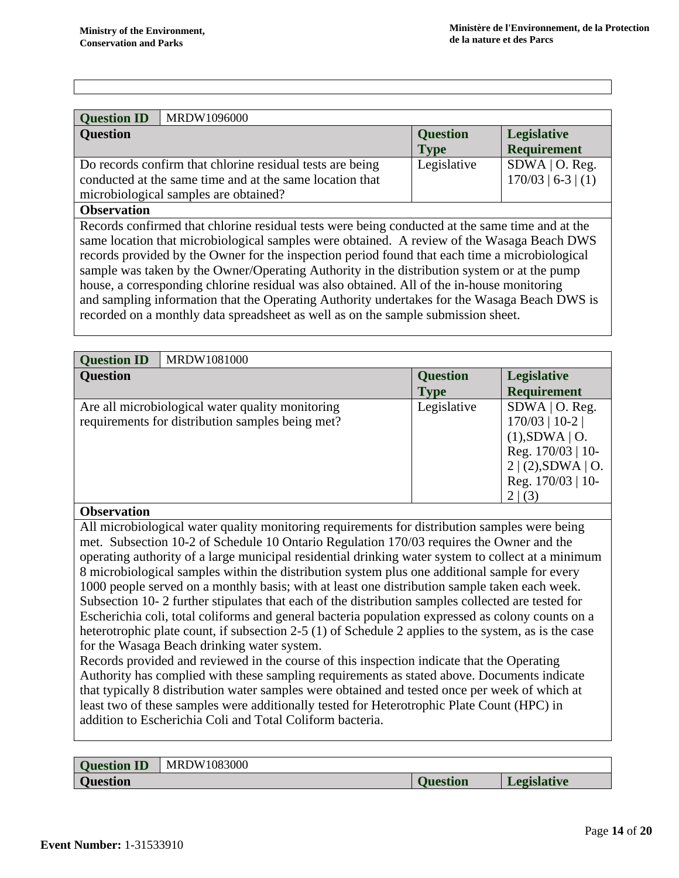| Question ID | MRDW1096000 | | |
|---|---|---|---|
| **Question** | | **Question Type** | **Legislative Requirement** |
| Do records confirm that chlorine residual tests are being conducted at the same time and at the same location that microbiological samples are obtained? | | Legislative | SDWA \| O. Reg. 170/03 \| 6-3 \| (1) |
| **Observation** | | | |
| Records confirmed that chlorine residual tests were being conducted at the same time and at the same location that microbiological samples were obtained. A review of the Wasaga Beach DWS records provided by the Owner for the inspection period found that each time a microbiological sample was taken by the Owner/Operating Authority in the distribution system or at the pump house, a corresponding chlorine residual was also obtained. All of the in-house monitoring and sampling information that the Operating Authority undertakes for the Wasaga Beach DWS is recorded on a monthly data spreadsheet as well as on the sample submission sheet. | | | |

| Question ID | MRDW1081000 | | |
|---|---|---|---|
| **Question** | | **Question Type** | **Legislative Requirement** |
| Are all microbiological water quality monitoring requirements for distribution samples being met? | | Legislative | SDWA \| O. Reg. 170/03 \| 10-2 \| (1),SDWA \| O. Reg. 170/03 \| 10-2 \| (2),SDWA \| O. Reg. 170/03 \| 10-2 \| (3) |
| **Observation** | | | |
| All microbiological water quality monitoring requirements for distribution samples were being met. Subsection 10-2 of Schedule 10 Ontario Regulation 170/03 requires the Owner and the operating authority of a large municipal residential drinking water system to collect at a minimum 8 microbiological samples within the distribution system plus one additional sample for every 1000 people served on a monthly basis; with at least one distribution sample taken each week. Subsection 10- 2 further stipulates that each of the distribution samples collected are tested for Escherichia coli, total coliforms and general bacteria population expressed as colony counts on a heterotrophic plate count, if subsection 2-5 (1) of Schedule 2 applies to the system, as is the case for the Wasaga Beach drinking water system. Records provided and reviewed in the course of this inspection indicate that the Operating Authority has complied with these sampling requirements as stated above. Documents indicate that typically 8 distribution water samples were obtained and tested once per week of which at least two of these samples were additionally tested for Heterotrophic Plate Count (HPC) in addition to Escherichia Coli and Total Coliform bacteria. | | | |

| Question ID | MRDW1083000 | | |
|---|---|---|---|
| **Question** | | **Question** | **Legislative** |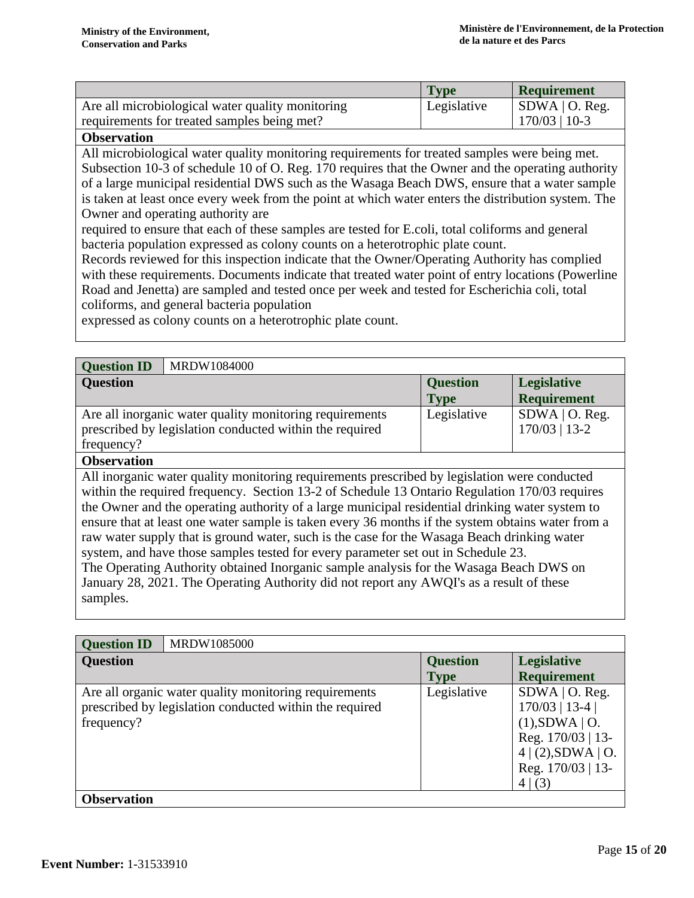| | Type | Requirement |
|---|---|---|
| Are all microbiological water quality monitoring requirements for treated samples being met? | Legislative | SDWA \| O. Reg. 170/03 \| 10-3 |

**Observation**

All microbiological water quality monitoring requirements for treated samples were being met. Subsection 10-3 of schedule 10 of O. Reg. 170 requires that the Owner and the operating authority of a large municipal residential DWS such as the Wasaga Beach DWS, ensure that a water sample is taken at least once every week from the point at which water enters the distribution system. The Owner and operating authority are
required to ensure that each of these samples are tested for E.coli, total coliforms and general bacteria population expressed as colony counts on a heterotrophic plate count.
Records reviewed for this inspection indicate that the Owner/Operating Authority has complied with these requirements. Documents indicate that treated water point of entry locations (Powerline Road and Jenetta) are sampled and tested once per week and tested for Escherichia coli, total coliforms, and general bacteria population
expressed as colony counts on a heterotrophic plate count.

| Question ID | MRDW1084000 | |
|---|---|---|
| **Question** | **Question Type** | **Legislative Requirement** |
| Are all inorganic water quality monitoring requirements prescribed by legislation conducted within the required frequency? | Legislative | SDWA \| O. Reg. 170/03 \| 13-2 |

**Observation**

All inorganic water quality monitoring requirements prescribed by legislation were conducted within the required frequency. Section 13-2 of Schedule 13 Ontario Regulation 170/03 requires the Owner and the operating authority of a large municipal residential drinking water system to ensure that at least one water sample is taken every 36 months if the system obtains water from a raw water supply that is ground water, such is the case for the Wasaga Beach drinking water system, and have those samples tested for every parameter set out in Schedule 23.
The Operating Authority obtained Inorganic sample analysis for the Wasaga Beach DWS on January 28, 2021. The Operating Authority did not report any AWQI's as a result of these samples.

| Question ID | MRDW1085000 | |
|---|---|---|
| **Question** | **Question Type** | **Legislative Requirement** |
| Are all organic water quality monitoring requirements prescribed by legislation conducted within the required frequency? | Legislative | SDWA \| O. Reg. 170/03 \| 13-4 \| (1),SDWA \| O. Reg. 170/03 \| 13-4 \| (2),SDWA \| O. Reg. 170/03 \| 13-4 \| (3) |

**Observation**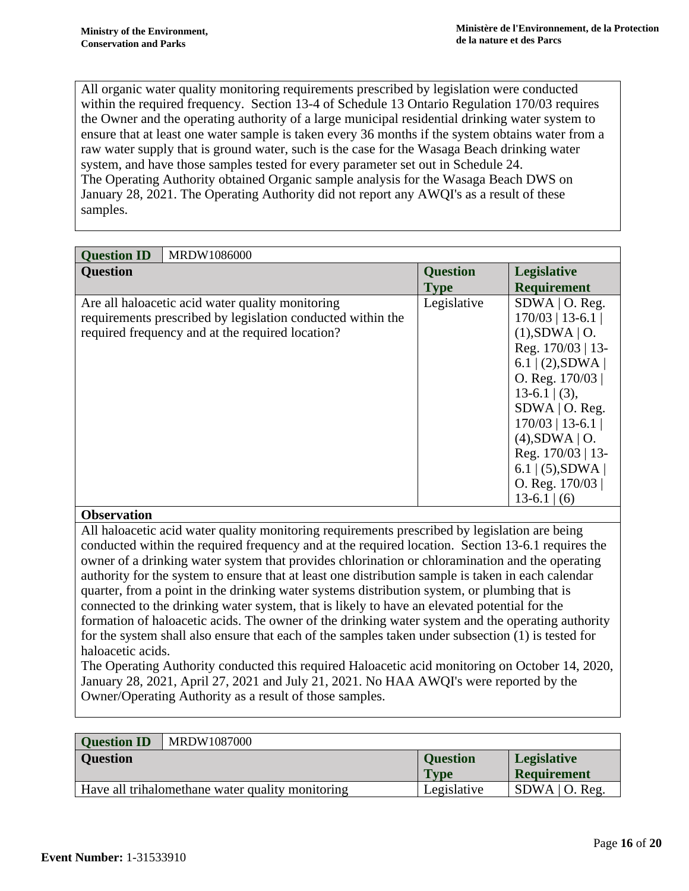All organic water quality monitoring requirements prescribed by legislation were conducted within the required frequency. Section 13-4 of Schedule 13 Ontario Regulation 170/03 requires the Owner and the operating authority of a large municipal residential drinking water system to ensure that at least one water sample is taken every 36 months if the system obtains water from a raw water supply that is ground water, such is the case for the Wasaga Beach drinking water system, and have those samples tested for every parameter set out in Schedule 24.
The Operating Authority obtained Organic sample analysis for the Wasaga Beach DWS on January 28, 2021. The Operating Authority did not report any AWQI's as a result of these samples.

| **Question ID** | MRDW1086000 | | |
|---|---|---|---|
| **Question** | | **Question Type** | **Legislative Requirement** |
| Are all haloacetic acid water quality monitoring requirements prescribed by legislation conducted within the required frequency and at the required location? | | Legislative | SDWA \| O. Reg. 170/03 \| 13-6.1 \| (1),SDWA \| O. Reg. 170/03 \| 13-6.1 \| (2),SDWA \| O. Reg. 170/03 \| 13-6.1 \| (3), SDWA \| O. Reg. 170/03 \| 13-6.1 \| (4),SDWA \| O. Reg. 170/03 \| 13-6.1 \| (5),SDWA \| O. Reg. 170/03 \| 13-6.1 \| (6) |

**Observation**

All haloacetic acid water quality monitoring requirements prescribed by legislation are being conducted within the required frequency and at the required location. Section 13-6.1 requires the owner of a drinking water system that provides chlorination or chloramination and the operating authority for the system to ensure that at least one distribution sample is taken in each calendar quarter, from a point in the drinking water systems distribution system, or plumbing that is connected to the drinking water system, that is likely to have an elevated potential for the formation of haloacetic acids. The owner of the drinking water system and the operating authority for the system shall also ensure that each of the samples taken under subsection (1) is tested for haloacetic acids.
The Operating Authority conducted this required Haloacetic acid monitoring on October 14, 2020, January 28, 2021, April 27, 2021 and July 21, 2021. No HAA AWQI's were reported by the Owner/Operating Authority as a result of those samples.

| **Question ID** | MRDW1087000 | | |
|---|---|---|---|
| **Question** | | **Question Type** | **Legislative Requirement** |
| Have all trihalomethane water quality monitoring | | Legislative | SDWA \| O. Reg. |

**Event Number:** 1-31533910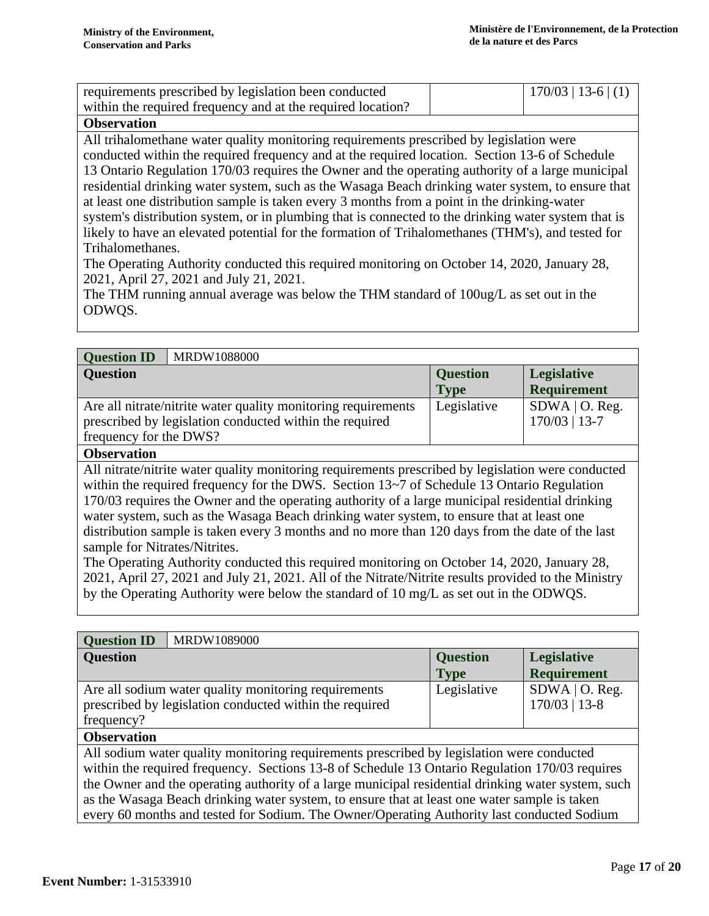| | | |
|---|---|---|
| requirements prescribed by legislation been conducted within the required frequency and at the required location? | | 170/03 \| 13-6 \| (1) |

**Observation**

All trihalomethane water quality monitoring requirements prescribed by legislation were conducted within the required frequency and at the required location. Section 13-6 of Schedule 13 Ontario Regulation 170/03 requires the Owner and the operating authority of a large municipal residential drinking water system, such as the Wasaga Beach drinking water system, to ensure that at least one distribution sample is taken every 3 months from a point in the drinking-water system's distribution system, or in plumbing that is connected to the drinking water system that is likely to have an elevated potential for the formation of Trihalomethanes (THM's), and tested for Trihalomethanes.
The Operating Authority conducted this required monitoring on October 14, 2020, January 28, 2021, April 27, 2021 and July 21, 2021.
The THM running annual average was below the THM standard of 100ug/L as set out in the ODWQS.

| Question ID | MRDW1088000 | | |
|---|---|---|---|
| **Question** | | **Question Type** | **Legislative Requirement** |
| Are all nitrate/nitrite water quality monitoring requirements prescribed by legislation conducted within the required frequency for the DWS? | | Legislative | SDWA \| O. Reg. 170/03 \| 13-7 |

**Observation**

All nitrate/nitrite water quality monitoring requirements prescribed by legislation were conducted within the required frequency for the DWS. Section 13~7 of Schedule 13 Ontario Regulation 170/03 requires the Owner and the operating authority of a large municipal residential drinking water system, such as the Wasaga Beach drinking water system, to ensure that at least one distribution sample is taken every 3 months and no more than 120 days from the date of the last sample for Nitrates/Nitrites.
The Operating Authority conducted this required monitoring on October 14, 2020, January 28, 2021, April 27, 2021 and July 21, 2021. All of the Nitrate/Nitrite results provided to the Ministry by the Operating Authority were below the standard of 10 mg/L as set out in the ODWQS.

| Question ID | MRDW1089000 | | |
|---|---|---|---|
| **Question** | | **Question Type** | **Legislative Requirement** |
| Are all sodium water quality monitoring requirements prescribed by legislation conducted within the required frequency? | | Legislative | SDWA \| O. Reg. 170/03 \| 13-8 |

**Observation**

All sodium water quality monitoring requirements prescribed by legislation were conducted within the required frequency. Sections 13-8 of Schedule 13 Ontario Regulation 170/03 requires the Owner and the operating authority of a large municipal residential drinking water system, such as the Wasaga Beach drinking water system, to ensure that at least one water sample is taken every 60 months and tested for Sodium. The Owner/Operating Authority last conducted Sodium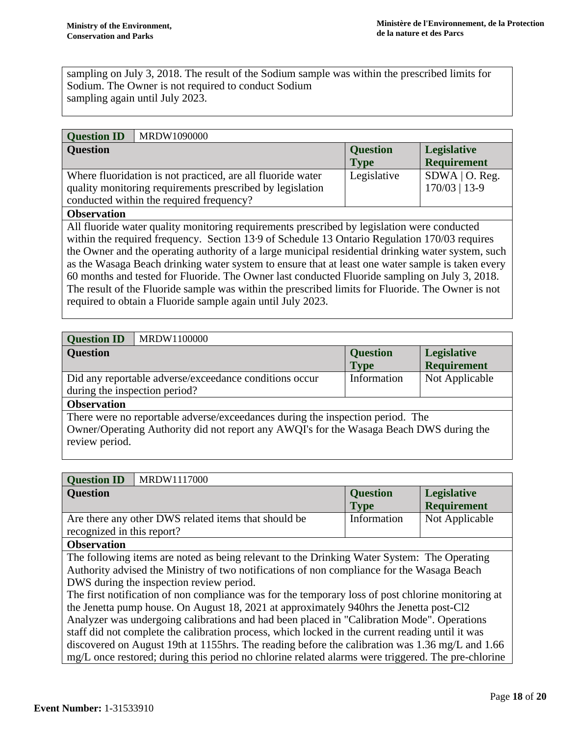sampling on July 3, 2018. The result of the Sodium sample was within the prescribed limits for Sodium. The Owner is not required to conduct Sodium sampling again until July 2023.

| **Question ID** | MRDW1090000 | | |
|---|---|---|---|
| **Question** | | **Question Type** | **Legislative Requirement** |
| Where fluoridation is not practiced, are all fluoride water quality monitoring requirements prescribed by legislation conducted within the required frequency? | | Legislative | SDWA \| O. Reg. 170/03 \| 13-9 |
| **Observation** | | | |
| All fluoride water quality monitoring requirements prescribed by legislation were conducted within the required frequency. Section 13·9 of Schedule 13 Ontario Regulation 170/03 requires the Owner and the operating authority of a large municipal residential drinking water system, such as the Wasaga Beach drinking water system to ensure that at least one water sample is taken every 60 months and tested for Fluoride. The Owner last conducted Fluoride sampling on July 3, 2018. The result of the Fluoride sample was within the prescribed limits for Fluoride. The Owner is not required to obtain a Fluoride sample again until July 2023. | | | |

| **Question ID** | MRDW1100000 | | |
|---|---|---|---|
| **Question** | | **Question Type** | **Legislative Requirement** |
| Did any reportable adverse/exceedance conditions occur during the inspection period? | | Information | Not Applicable |
| **Observation** | | | |
| There were no reportable adverse/exceedances during the inspection period. The Owner/Operating Authority did not report any AWQI's for the Wasaga Beach DWS during the review period. | | | |

| **Question ID** | MRDW1117000 | | |
|---|---|---|---|
| **Question** | | **Question Type** | **Legislative Requirement** |
| Are there any other DWS related items that should be recognized in this report? | | Information | Not Applicable |
| **Observation** | | | |
| The following items are noted as being relevant to the Drinking Water System: The Operating Authority advised the Ministry of two notifications of non compliance for the Wasaga Beach DWS during the inspection review period. The first notification of non compliance was for the temporary loss of post chlorine monitoring at the Jenetta pump house. On August 18, 2021 at approximately 940hrs the Jenetta post-Cl2 Analyzer was undergoing calibrations and had been placed in "Calibration Mode". Operations staff did not complete the calibration process, which locked in the current reading until it was discovered on August 19th at 1155hrs. The reading before the calibration was 1.36 mg/L and 1.66 mg/L once restored; during this period no chlorine related alarms were triggered. The pre-chlorine | | | |

**Event Number:** 1-31533910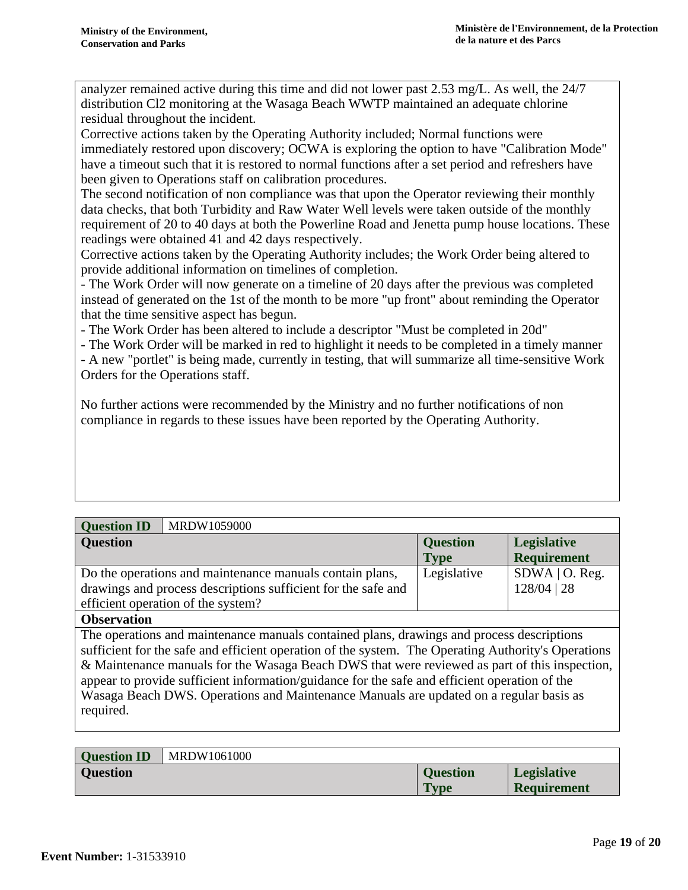analyzer remained active during this time and did not lower past 2.53 mg/L. As well, the 24/7 distribution Cl2 monitoring at the Wasaga Beach WWTP maintained an adequate chlorine residual throughout the incident.
Corrective actions taken by the Operating Authority included; Normal functions were immediately restored upon discovery; OCWA is exploring the option to have "Calibration Mode" have a timeout such that it is restored to normal functions after a set period and refreshers have been given to Operations staff on calibration procedures.
The second notification of non compliance was that upon the Operator reviewing their monthly data checks, that both Turbidity and Raw Water Well levels were taken outside of the monthly requirement of 20 to 40 days at both the Powerline Road and Jenetta pump house locations. These readings were obtained 41 and 42 days respectively.
Corrective actions taken by the Operating Authority includes; the Work Order being altered to provide additional information on timelines of completion.
- The Work Order will now generate on a timeline of 20 days after the previous was completed instead of generated on the 1st of the month to be more "up front" about reminding the Operator that the time sensitive aspect has begun.
- The Work Order has been altered to include a descriptor "Must be completed in 20d"
- The Work Order will be marked in red to highlight it needs to be completed in a timely manner
- A new "portlet" is being made, currently in testing, that will summarize all time-sensitive Work Orders for the Operations staff.

No further actions were recommended by the Ministry and no further notifications of non compliance in regards to these issues have been reported by the Operating Authority.

| **Question ID** | MRDW1059000 | | |
|---|---|---|---|
| **Question** | | **Question Type** | **Legislative Requirement** |
| Do the operations and maintenance manuals contain plans, drawings and process descriptions sufficient for the safe and efficient operation of the system? | | Legislative | SDWA \| O. Reg. 128/04 \| 28 |

**Observation**

The operations and maintenance manuals contained plans, drawings and process descriptions sufficient for the safe and efficient operation of the system. The Operating Authority's Operations & Maintenance manuals for the Wasaga Beach DWS that were reviewed as part of this inspection, appear to provide sufficient information/guidance for the safe and efficient operation of the Wasaga Beach DWS. Operations and Maintenance Manuals are updated on a regular basis as required.

| **Question ID** | MRDW1061000 | | |
|---|---|---|---|
| **Question** | | **Question Type** | **Legislative Requirement** |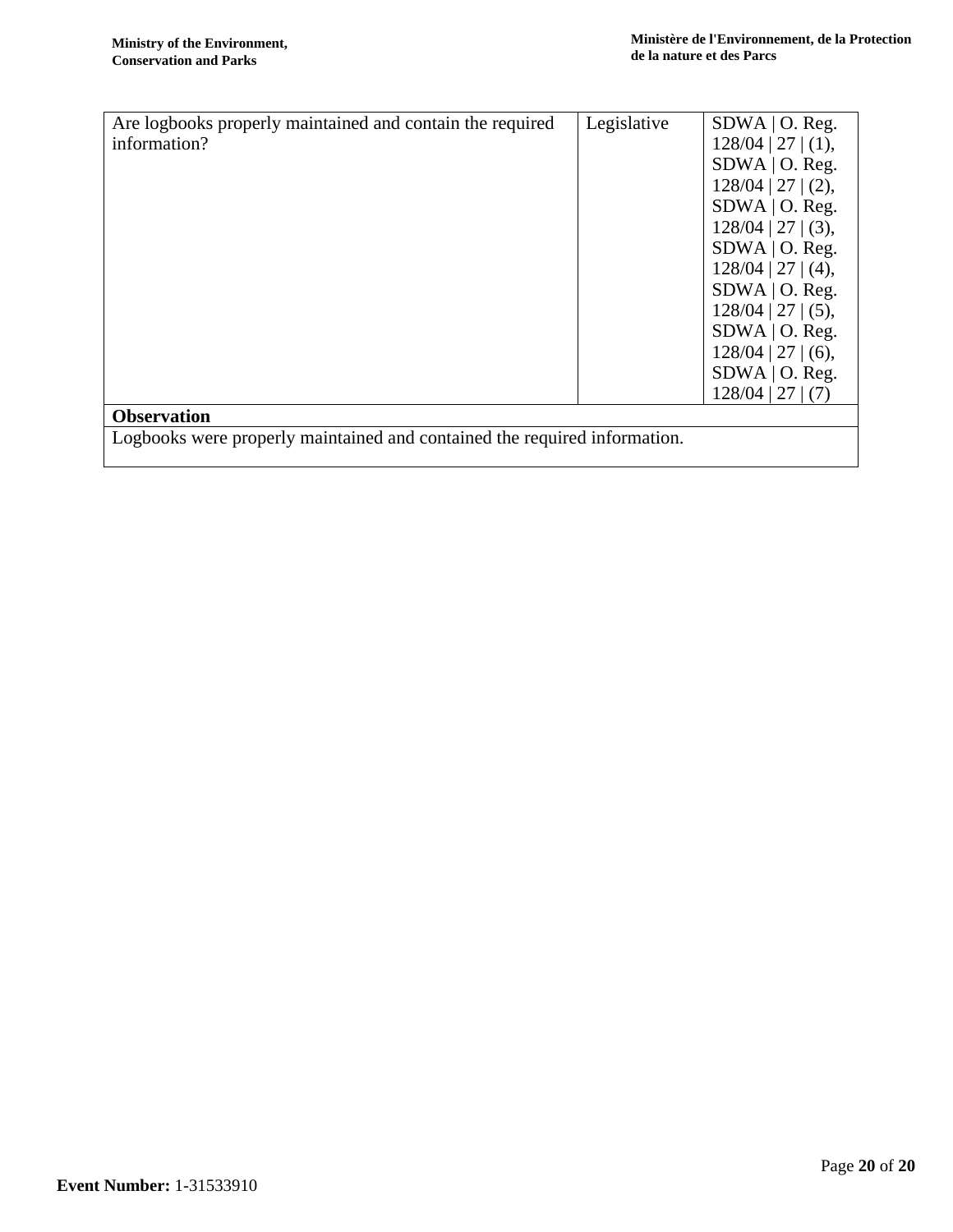| Are logbooks properly maintained and contain the required information? | Legislative | SDWA \| O. Reg. 128/04 \| 27 \| (1), SDWA \| O. Reg. 128/04 \| 27 \| (2), SDWA \| O. Reg. 128/04 \| 27 \| (3), SDWA \| O. Reg. 128/04 \| 27 \| (4), SDWA \| O. Reg. 128/04 \| 27 \| (5), SDWA \| O. Reg. 128/04 \| 27 \| (6), SDWA \| O. Reg. 128/04 \| 27 \| (7) |
|---|---|---|
| **Observation** | | |
| Logbooks were properly maintained and contained the required information. | | |

**Event Number:** 1-31533910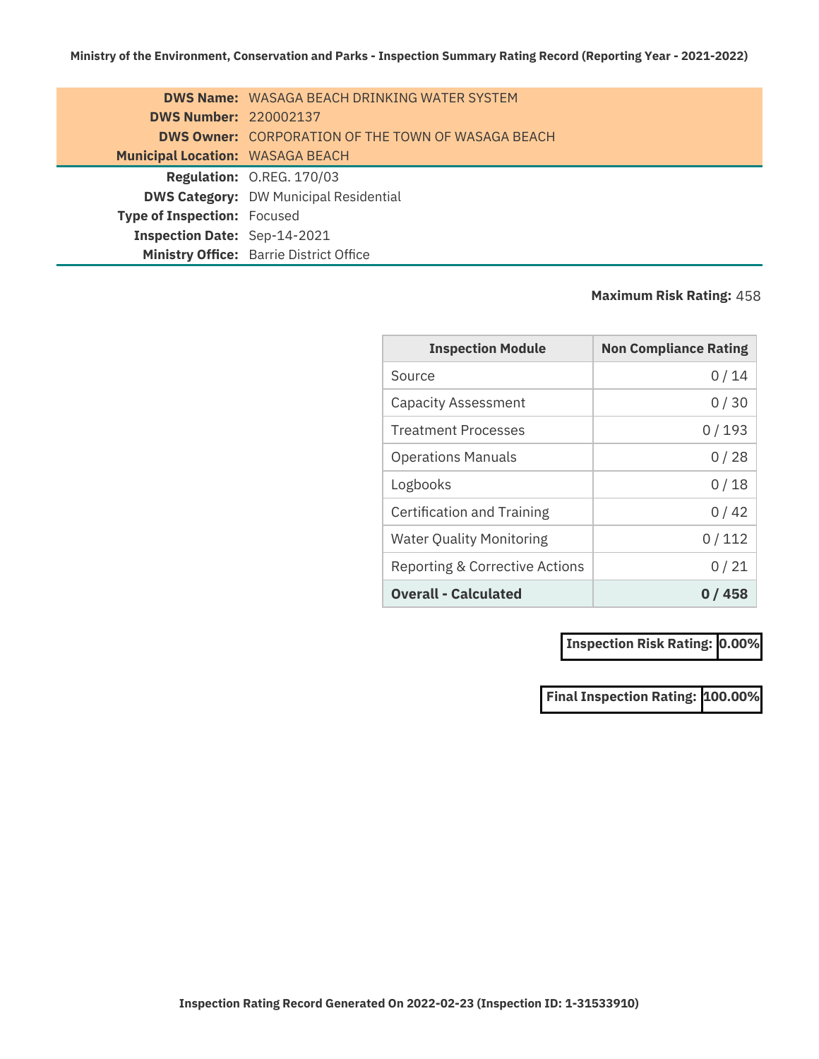**Ministry of the Environment, Conservation and Parks - Inspection Summary Rating Record (Reporting Year - 2021-2022)**

**DWS Name:** WASAGA BEACH DRINKING WATER SYSTEM
**DWS Number:** 220002137
**DWS Owner:** CORPORATION OF THE TOWN OF WASAGA BEACH
**Municipal Location:** WASAGA BEACH

**Regulation:** O.REG. 170/03
**DWS Category:** DW Municipal Residential
**Type of Inspection:** Focused
**Inspection Date:** Sep-14-2021
**Ministry Office:** Barrie District Office

**Maximum Risk Rating:** 458

| Inspection Module | Non Compliance Rating |
|---|---|
| Source | 0 / 14 |
| Capacity Assessment | 0 / 30 |
| Treatment Processes | 0 / 193 |
| Operations Manuals | 0 / 28 |
| Logbooks | 0 / 18 |
| Certification and Training | 0 / 42 |
| Water Quality Monitoring | 0 / 112 |
| Reporting & Corrective Actions | 0 / 21 |
| **Overall - Calculated** | **0 / 458** |

**Inspection Risk Rating:** **0.00%**

**Final Inspection Rating:** **100.00%**

**Inspection Rating Record Generated On 2022-02-23 (Inspection ID: 1-31533910)**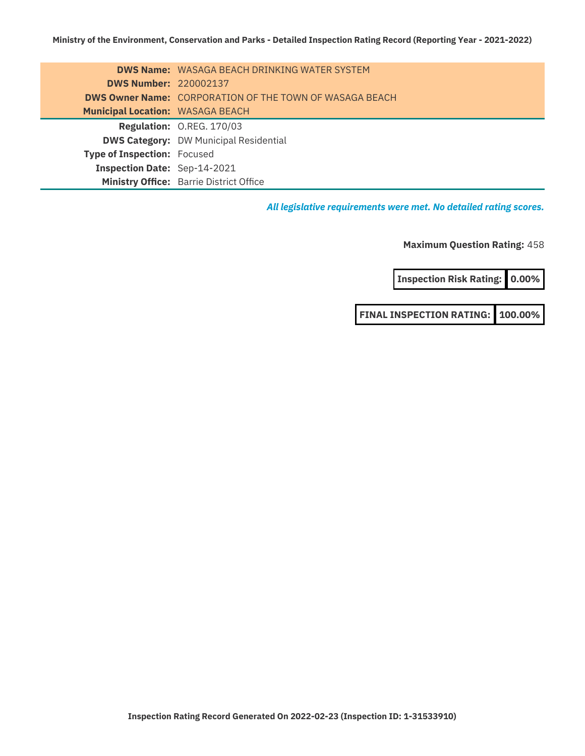**Ministry of the Environment, Conservation and Parks - Detailed Inspection Rating Record (Reporting Year - 2021-2022)**

| | |
|---|---|
| **DWS Name:** | WASAGA BEACH DRINKING WATER SYSTEM |
| **DWS Number:** | 220002137 |
| **DWS Owner Name:** | CORPORATION OF THE TOWN OF WASAGA BEACH |
| **Municipal Location:** | WASAGA BEACH |
| **Regulation:** | O.REG. 170/03 |
| **DWS Category:** | DW Municipal Residential |
| **Type of Inspection:** | Focused |
| **Inspection Date:** | Sep-14-2021 |
| **Ministry Office:** | Barrie District Office |

***All legislative requirements were met. No detailed rating scores.***

**Maximum Question Rating:** 458

**Inspection Risk Rating:** **0.00%**

**FINAL INSPECTION RATING:** **100.00%**

**Inspection Rating Record Generated On 2022-02-23 (Inspection ID: 1-31533910)**